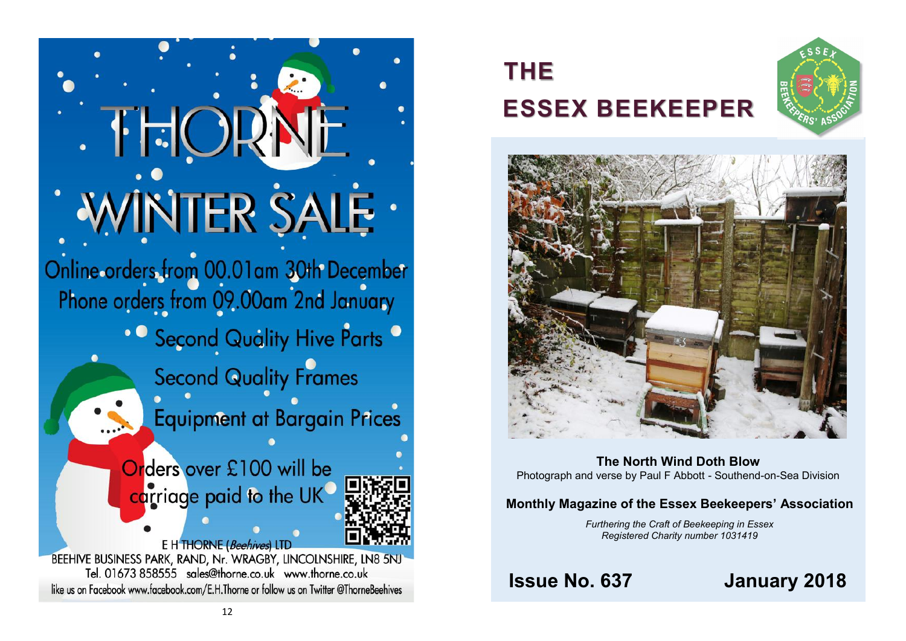# THORNE

## WINTER SALE

Online orders from 00.01am 30th December

Phone orders from 09.00am 2nd January

Second Quality Hive Parts

Second Quality Frames

Equipment at Bargain Prices

Orders over £100 will be carriage paid to the UK

E H THORNE (*Beehives*) LTD

BEEHIVE BUSINESS PARK, RAND, Nr. WRAGBY, LINCOLNSHIRE, LN8 5NJ

Tel. 01673 858555 sales@thorne.co.uk www.thorne.co.uk

like us on Facebook www.facebook.com/E.H.Thorne or follow us on Twitter @ThorneBeehives

# THE ESSEX BEEKEEPER

**The North Wind Doth Blow**

Photograph and verse by Paul F Abbott - Southend-on-Sea Division

**Monthly Magazine of the Essex Beekeepers' Association**

*Furthering the Craft of Beekeeping in Essex*

*Registered Charity number 1031419*

**Issue No. 637** **January 2018**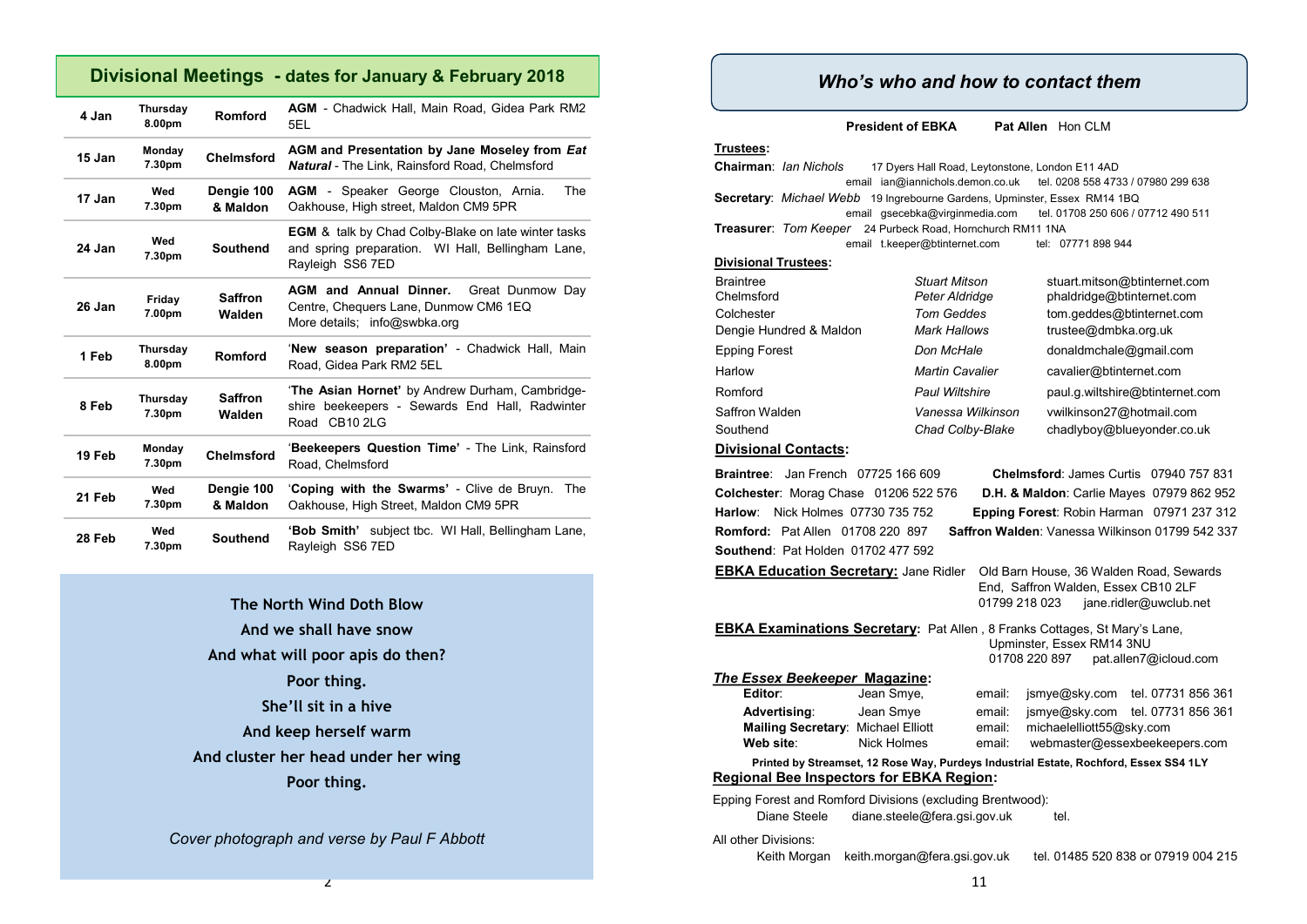## Divisional Meetings - dates for January & February 2018

| | | | |
|---|---|---|---|
| 4 Jan | Thursday 8.00pm | Romford | **AGM** - Chadwick Hall, Main Road, Gidea Park RM2 5EL |
| 15 Jan | Monday 7.30pm | Chelmsford | **AGM and Presentation by Jane Moseley from *Eat Natural*** - The Link, Rainsford Road, Chelmsford |
| 17 Jan | Wed 7.30pm | Dengie 100 & Maldon | **AGM** - Speaker George Clouston, Arnia. The Oakhouse, High street, Maldon CM9 5PR |
| 24 Jan | Wed 7.30pm | Southend | **EGM** & talk by Chad Colby-Blake on late winter tasks and spring preparation. WI Hall, Bellingham Lane, Rayleigh SS6 7ED |
| 26 Jan | Friday 7.00pm | Saffron Walden | **AGM and Annual Dinner.** Great Dunmow Day Centre, Chequers Lane, Dunmow CM6 1EQ More details; info@swbka.org |
| 1 Feb | Thursday 8.00pm | Romford | '**New season preparation**' - Chadwick Hall, Main Road, Gidea Park RM2 5EL |
| 8 Feb | Thursday 7.30pm | Saffron Walden | '**The Asian Hornet**' by Andrew Durham, Cambridgeshire beekeepers - Sewards End Hall, Radwinter Road CB10 2LG |
| 19 Feb | Monday 7.30pm | Chelmsford | '**Beekeepers Question Time**' - The Link, Rainsford Road, Chelmsford |
| 21 Feb | Wed 7.30pm | Dengie 100 & Maldon | '**Coping with the Swarms**' - Clive de Bruyn. The Oakhouse, High Street, Maldon CM9 5PR |
| 28 Feb | Wed 7.30pm | Southend | '**Bob Smith**' subject tbc. WI Hall, Bellingham Lane, Rayleigh SS6 7ED |

**The North Wind Doth Blow**
**And we shall have snow**
**And what will poor apis do then?**
**Poor thing.**
**She'll sit in a hive**
**And keep herself warm**
**And cluster her head under her wing**
**Poor thing.**

*Cover photograph and verse by Paul F Abbott*

## *Who's who and how to contact them*

**President of EBKA** **Pat Allen** Hon CLM

**Trustees:**

**Chairman**: *Ian Nichols* 17 Dyers Hall Road, Leytonstone, London E11 4AD
email ian@iannichols.demon.co.uk tel. 0208 558 4733 / 07980 299 638

**Secretary**: *Michael Webb* 19 Ingrebourne Gardens, Upminster, Essex RM14 1BQ
email gsecebka@virginmedia.com tel. 01708 250 606 / 07712 490 511

**Treasurer**: *Tom Keeper* 24 Purbeck Road, Hornchurch RM11 1NA
email t.keeper@btinternet.com tel: 07771 898 944

**Divisional Trustees:**

| | | |
|---|---|---|
| Braintree | *Stuart Mitson* | stuart.mitson@btinternet.com |
| Chelmsford | *Peter Aldridge* | phaldridge@btinternet.com |
| Colchester | *Tom Geddes* | tom.geddes@btinternet.com |
| Dengie Hundred & Maldon | *Mark Hallows* | trustee@dmbka.org.uk |
| Epping Forest | *Don McHale* | donaldmchale@gmail.com |
| Harlow | *Martin Cavalier* | cavalier@btinternet.com |
| Romford | *Paul Wiltshire* | paul.g.wiltshire@btinternet.com |
| Saffron Walden | *Vanessa Wilkinson* | vwilkinson27@hotmail.com |
| Southend | *Chad Colby-Blake* | chadlyboy@blueyonder.co.uk |

**Divisional Contacts:**

**Braintree**: Jan French 07725 166 609
**Chelmsford**: James Curtis 07940 757 831
**Colchester**: Morag Chase 01206 522 576
**D.H. & Maldon**: Carlie Mayes 07979 862 952
**Harlow**: Nick Holmes 07730 735 752
**Epping Forest**: Robin Harman 07971 237 312
**Romford:** Pat Allen 01708 220 897
**Saffron Walden**: Vanessa Wilkinson 01799 542 337
**Southend**: Pat Holden 01702 477 592

**EBKA Education Secretary:** Jane Ridler Old Barn House, 36 Walden Road, Sewards End, Saffron Walden, Essex CB10 2LF
01799 218 023 jane.ridler@uwclub.net

**EBKA Examinations Secretary:** Pat Allen , 8 Franks Cottages, St Mary's Lane, Upminster, Essex RM14 3NU
01708 220 897 pat.allen7@icloud.com

***The Essex Beekeeper* Magazine:**

| | | | |
|---|---|---|---|
| **Editor**: | Jean Smye, | email: | jsmye@sky.com tel. 07731 856 361 |
| **Advertising**: | Jean Smye | email: | jsmye@sky.com tel. 07731 856 361 |
| **Mailing Secretary**: | Michael Elliott | email: | michaelelliott55@sky.com |
| **Web site**: | Nick Holmes | email: | webmaster@essexbeekeepers.com |

**Printed by Streamset, 12 Rose Way, Purdeys Industrial Estate, Rochford, Essex SS4 1LY**

**Regional Bee Inspectors for EBKA Region:**

Epping Forest and Romford Divisions (excluding Brentwood):
Diane Steele diane.steele@fera.gsi.gov.uk tel.

All other Divisions:
Keith Morgan keith.morgan@fera.gsi.gov.uk tel. 01485 520 838 or 07919 004 215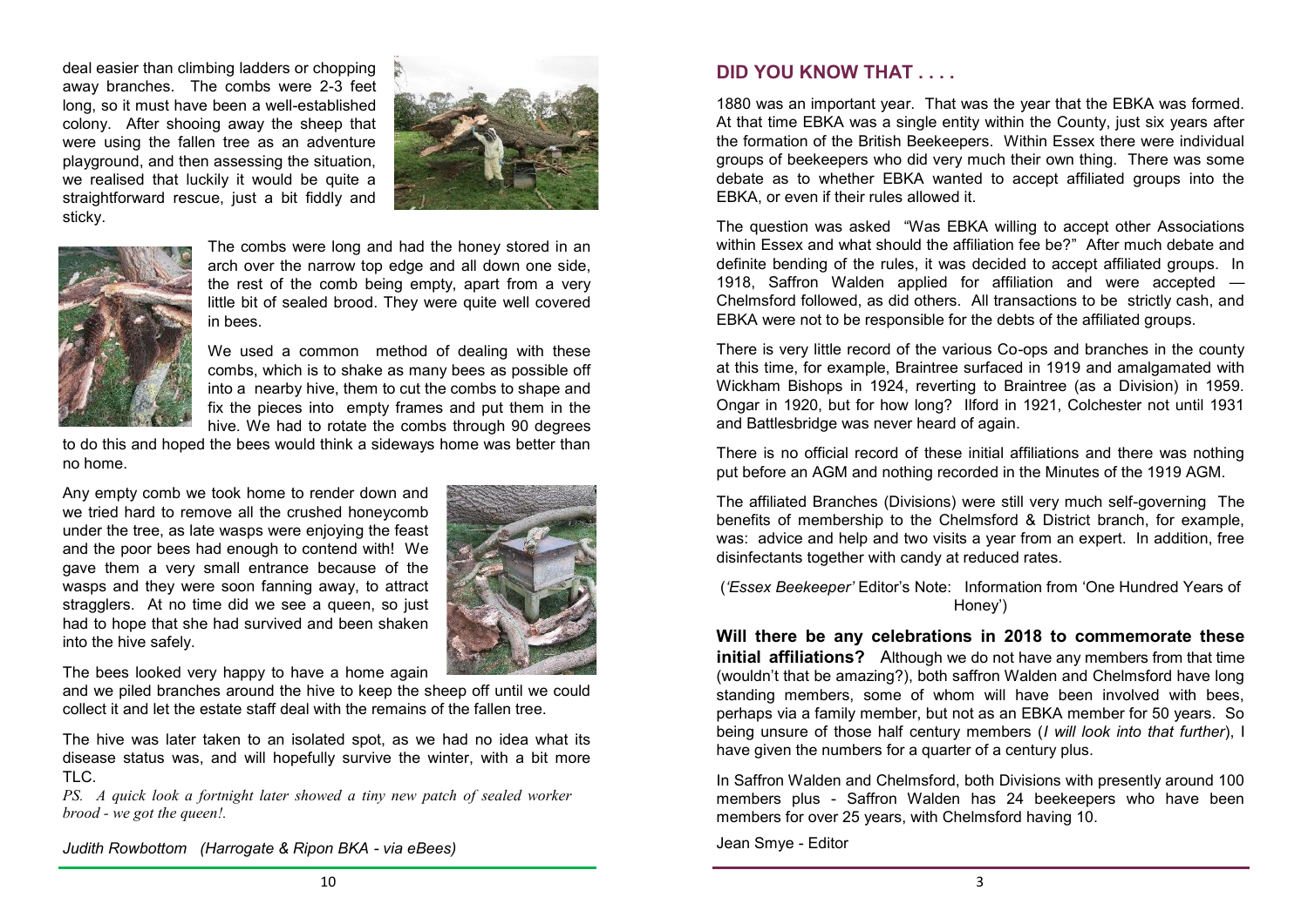deal easier than climbing ladders or chopping away branches. The combs were 2-3 feet long, so it must have been a well-established colony. After shooing away the sheep that were using the fallen tree as an adventure playground, and then assessing the situation, we realised that luckily it would be quite a straightforward rescue, just a bit fiddly and sticky.

The combs were long and had the honey stored in an arch over the narrow top edge and all down one side, the rest of the comb being empty, apart from a very little bit of sealed brood. They were quite well covered in bees.

We used a common method of dealing with these combs, which is to shake as many bees as possible off into a nearby hive, them to cut the combs to shape and fix the pieces into empty frames and put them in the hive. We had to rotate the combs through 90 degrees to do this and hoped the bees would think a sideways home was better than no home.

Any empty comb we took home to render down and we tried hard to remove all the crushed honeycomb under the tree, as late wasps were enjoying the feast and the poor bees had enough to contend with! We gave them a very small entrance because of the wasps and they were soon fanning away, to attract stragglers. At no time did we see a queen, so just had to hope that she had survived and been shaken into the hive safely.

The bees looked very happy to have a home again and we piled branches around the hive to keep the sheep off until we could collect it and let the estate staff deal with the remains of the fallen tree.

The hive was later taken to an isolated spot, as we had no idea what its disease status was, and will hopefully survive the winter, with a bit more TLC.

*PS. A quick look a fortnight later showed a tiny new patch of sealed worker brood - we got the queen!.*

*Judith Rowbottom (Harrogate & Ripon BKA - via eBees)*

## DID YOU KNOW THAT . . . .

1880 was an important year. That was the year that the EBKA was formed. At that time EBKA was a single entity within the County, just six years after the formation of the British Beekeepers. Within Essex there were individual groups of beekeepers who did very much their own thing. There was some debate as to whether EBKA wanted to accept affiliated groups into the EBKA, or even if their rules allowed it.

The question was asked "Was EBKA willing to accept other Associations within Essex and what should the affiliation fee be?" After much debate and definite bending of the rules, it was decided to accept affiliated groups. In 1918, Saffron Walden applied for affiliation and were accepted — Chelmsford followed, as did others. All transactions to be strictly cash, and EBKA were not to be responsible for the debts of the affiliated groups.

There is very little record of the various Co-ops and branches in the county at this time, for example, Braintree surfaced in 1919 and amalgamated with Wickham Bishops in 1924, reverting to Braintree (as a Division) in 1959. Ongar in 1920, but for how long? Ilford in 1921, Colchester not until 1931 and Battlesbridge was never heard of again.

There is no official record of these initial affiliations and there was nothing put before an AGM and nothing recorded in the Minutes of the 1919 AGM.

The affiliated Branches (Divisions) were still very much self-governing The benefits of membership to the Chelmsford & District branch, for example, was: advice and help and two visits a year from an expert. In addition, free disinfectants together with candy at reduced rates.

(*'Essex Beekeeper'* Editor's Note: Information from 'One Hundred Years of Honey')

**Will there be any celebrations in 2018 to commemorate these initial affiliations?** Although we do not have any members from that time (wouldn't that be amazing?), both saffron Walden and Chelmsford have long standing members, some of whom will have been involved with bees, perhaps via a family member, but not as an EBKA member for 50 years. So being unsure of those half century members (*I will look into that further*), I have given the numbers for a quarter of a century plus.

In Saffron Walden and Chelmsford, both Divisions with presently around 100 members plus - Saffron Walden has 24 beekeepers who have been members for over 25 years, with Chelmsford having 10.

Jean Smye - Editor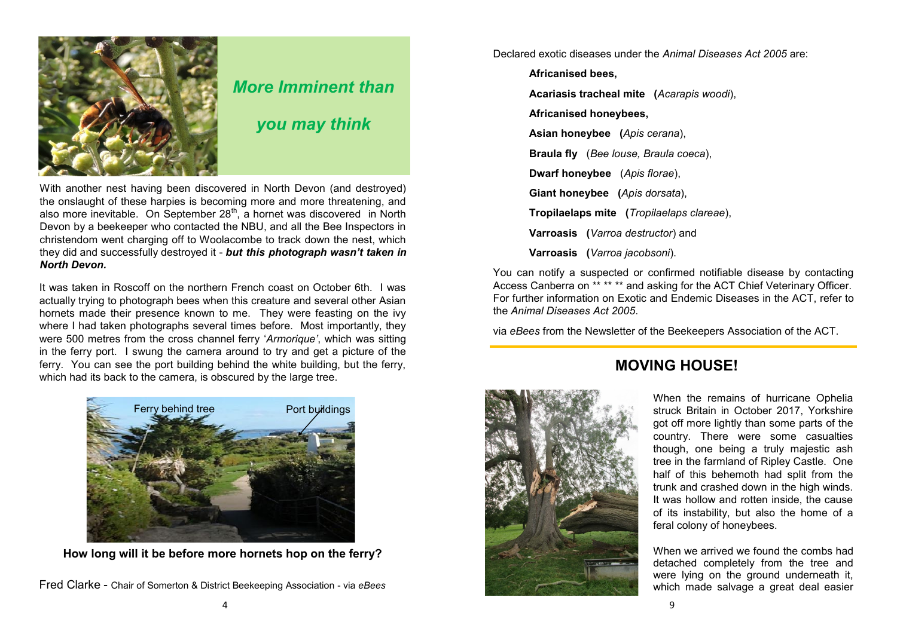## *More Imminent than you may think*

With another nest having been discovered in North Devon (and destroyed) the onslaught of these harpies is becoming more and more threatening, and also more inevitable. On September 28th, a hornet was discovered in North Devon by a beekeeper who contacted the NBU, and all the Bee Inspectors in christendom went charging off to Woolacombe to track down the nest, which they did and successfully destroyed it - ***but this photograph wasn't taken in North Devon.***

It was taken in Roscoff on the northern French coast on October 6th. I was actually trying to photograph bees when this creature and several other Asian hornets made their presence known to me. They were feasting on the ivy where I had taken photographs several times before. Most importantly, they were 500 metres from the cross channel ferry '*Armorique'*, which was sitting in the ferry port. I swung the camera around to try and get a picture of the ferry. You can see the port building behind the white building, but the ferry, which had its back to the camera, is obscured by the large tree.

Ferry behind tree — Port buildings

**How long will it be before more hornets hop on the ferry?**

Fred Clarke - Chair of Somerton & District Beekeeping Association - via *eBees*

Declared exotic diseases under the *Animal Diseases Act 2005* are:

- **Africanised bees,**
- **Acariasis tracheal mite** (*Acarapis woodi*),
- **Africanised honeybees,**
- **Asian honeybee** (*Apis cerana*),
- **Braula fly** (*Bee louse, Braula coeca*),
- **Dwarf honeybee** (*Apis florae*),
- **Giant honeybee** (*Apis dorsata*),
- **Tropilaelaps mite** (*Tropilaelaps clareae*),
- **Varroasis** (*Varroa destructor*) and
- **Varroasis** (*Varroa jacobsoni*).

You can notify a suspected or confirmed notifiable disease by contacting Access Canberra on ** ** ** and asking for the ACT Chief Veterinary Officer. For further information on Exotic and Endemic Diseases in the ACT, refer to the *Animal Diseases Act 2005*.

via *eBees* from the Newsletter of the Beekeepers Association of the ACT.

## MOVING HOUSE!

When the remains of hurricane Ophelia struck Britain in October 2017, Yorkshire got off more lightly than some parts of the country. There were some casualties though, one being a truly majestic ash tree in the farmland of Ripley Castle. One half of this behemoth had split from the trunk and crashed down in the high winds. It was hollow and rotten inside, the cause of its instability, but also the home of a feral colony of honeybees.

When we arrived we found the combs had detached completely from the tree and were lying on the ground underneath it, which made salvage a great deal easier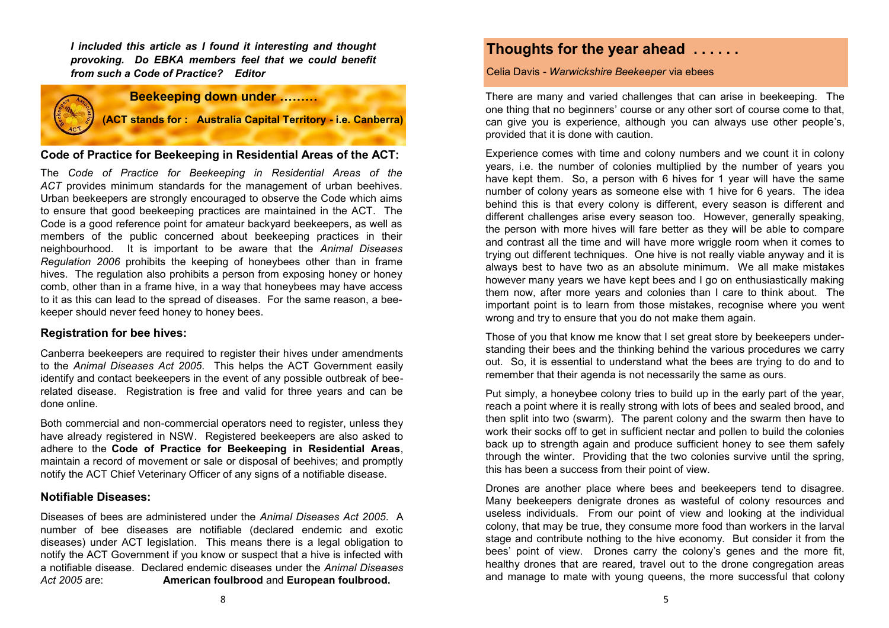*I included this article as I found it interesting and thought provoking. Do EBKA members feel that we could benefit from such a Code of Practice? Editor*

## Beekeeping down under .........

**(ACT stands for : Australia Capital Territory - i.e. Canberra)**

### Code of Practice for Beekeeping in Residential Areas of the ACT:

The *Code of Practice for Beekeeping in Residential Areas of the ACT* provides minimum standards for the management of urban beehives. Urban beekeepers are strongly encouraged to observe the Code which aims to ensure that good beekeeping practices are maintained in the ACT. The Code is a good reference point for amateur backyard beekeepers, as well as members of the public concerned about beekeeping practices in their neighbourhood. It is important to be aware that the *Animal Diseases Regulation 2006* prohibits the keeping of honeybees other than in frame hives. The regulation also prohibits a person from exposing honey or honey comb, other than in a frame hive, in a way that honeybees may have access to it as this can lead to the spread of diseases. For the same reason, a bee-keeper should never feed honey to honey bees.

### Registration for bee hives:

Canberra beekeepers are required to register their hives under amendments to the *Animal Diseases Act 2005*. This helps the ACT Government easily identify and contact beekeepers in the event of any possible outbreak of bee-related disease. Registration is free and valid for three years and can be done online.

Both commercial and non-commercial operators need to register, unless they have already registered in NSW. Registered beekeepers are also asked to adhere to the **Code of Practice for Beekeeping in Residential Areas**, maintain a record of movement or sale or disposal of beehives; and promptly notify the ACT Chief Veterinary Officer of any signs of a notifiable disease.

### Notifiable Diseases:

Diseases of bees are administered under the *Animal Diseases Act 2005*. A number of bee diseases are notifiable (declared endemic and exotic diseases) under ACT legislation. This means there is a legal obligation to notify the ACT Government if you know or suspect that a hive is infected with a notifiable disease. Declared endemic diseases under the *Animal Diseases Act 2005* are: **American foulbrood** and **European foulbrood.**

## Thoughts for the year ahead . . . . . .

Celia Davis - *Warwickshire Beekeeper* via ebees

There are many and varied challenges that can arise in beekeeping. The one thing that no beginners' course or any other sort of course come to that, can give you is experience, although you can always use other people's, provided that it is done with caution.

Experience comes with time and colony numbers and we count it in colony years, i.e. the number of colonies multiplied by the number of years you have kept them. So, a person with 6 hives for 1 year will have the same number of colony years as someone else with 1 hive for 6 years. The idea behind this is that every colony is different, every season is different and different challenges arise every season too. However, generally speaking, the person with more hives will fare better as they will be able to compare and contrast all the time and will have more wriggle room when it comes to trying out different techniques. One hive is not really viable anyway and it is always best to have two as an absolute minimum. We all make mistakes however many years we have kept bees and I go on enthusiastically making them now, after more years and colonies than I care to think about. The important point is to learn from those mistakes, recognise where you went wrong and try to ensure that you do not make them again.

Those of you that know me know that I set great store by beekeepers understanding their bees and the thinking behind the various procedures we carry out. So, it is essential to understand what the bees are trying to do and to remember that their agenda is not necessarily the same as ours.

Put simply, a honeybee colony tries to build up in the early part of the year, reach a point where it is really strong with lots of bees and sealed brood, and then split into two (swarm). The parent colony and the swarm then have to work their socks off to get in sufficient nectar and pollen to build the colonies back up to strength again and produce sufficient honey to see them safely through the winter. Providing that the two colonies survive until the spring, this has been a success from their point of view.

Drones are another place where bees and beekeepers tend to disagree. Many beekeepers denigrate drones as wasteful of colony resources and useless individuals. From our point of view and looking at the individual colony, that may be true, they consume more food than workers in the larval stage and contribute nothing to the hive economy. But consider it from the bees' point of view. Drones carry the colony's genes and the more fit, healthy drones that are reared, travel out to the drone congregation areas and manage to mate with young queens, the more successful that colony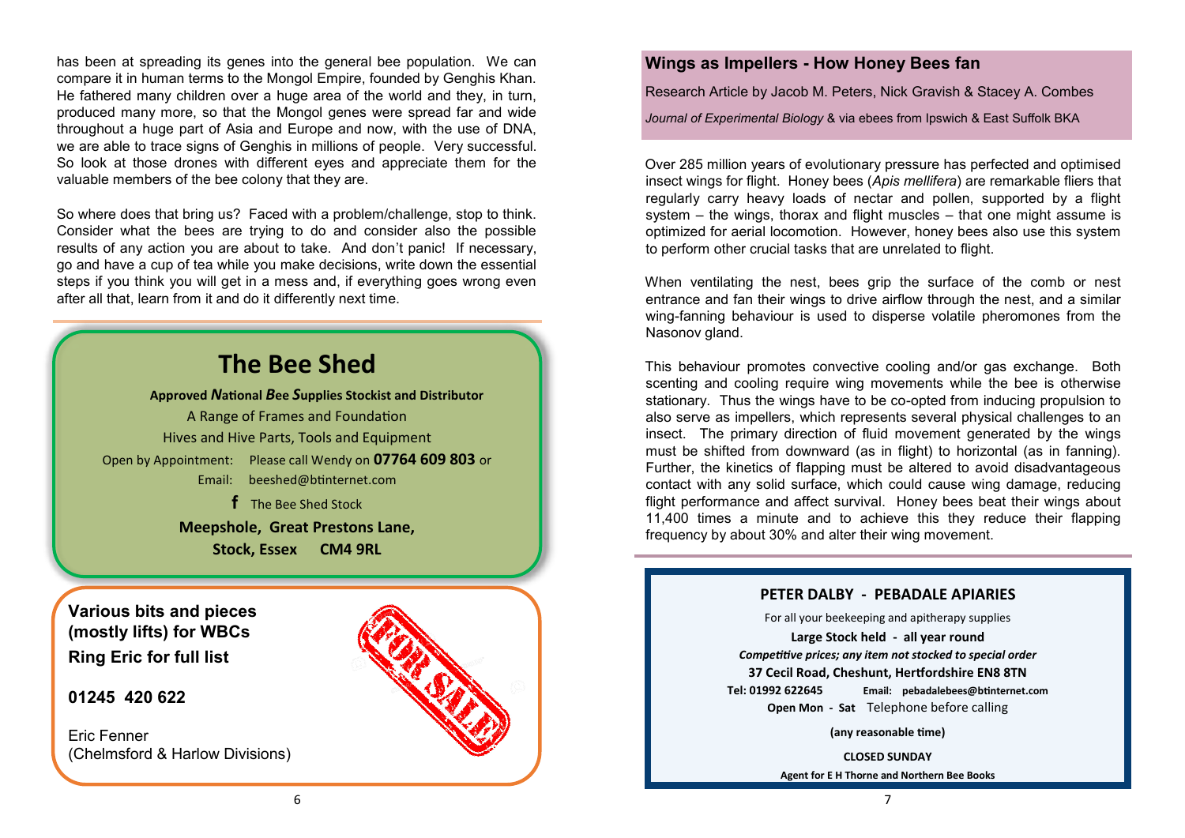has been at spreading its genes into the general bee population. We can compare it in human terms to the Mongol Empire, founded by Genghis Khan. He fathered many children over a huge area of the world and they, in turn, produced many more, so that the Mongol genes were spread far and wide throughout a huge part of Asia and Europe and now, with the use of DNA, we are able to trace signs of Genghis in millions of people. Very successful. So look at those drones with different eyes and appreciate them for the valuable members of the bee colony that they are.

So where does that bring us? Faced with a problem/challenge, stop to think. Consider what the bees are trying to do and consider also the possible results of any action you are about to take. And don't panic! If necessary, go and have a cup of tea while you make decisions, write down the essential steps if you think you will get in a mess and, if everything goes wrong even after all that, learn from it and do it differently next time.

---

## The Bee Shed

**Approved *N*ational *B*ee *S*upplies Stockist and Distributor**

A Range of Frames and Foundation

Hives and Hive Parts, Tools and Equipment

Open by Appointment: Please call Wendy on **07764 609 803** or

Email: beeshed@btinternet.com

f The Bee Shed Stock

**Meepshole, Great Prestons Lane,**

**Stock, Essex CM4 9RL**

---

**Various bits and pieces (mostly lifts) for WBCs**

**Ring Eric for full list**

**01245 420 622**

Eric Fenner
(Chelmsford & Harlow Divisions)

FOR SALE

---

## Wings as Impellers - How Honey Bees fan

Research Article by Jacob M. Peters, Nick Gravish & Stacey A. Combes

*Journal of Experimental Biology* & via ebees from Ipswich & East Suffolk BKA

Over 285 million years of evolutionary pressure has perfected and optimised insect wings for flight. Honey bees (*Apis mellifera*) are remarkable fliers that regularly carry heavy loads of nectar and pollen, supported by a flight system – the wings, thorax and flight muscles – that one might assume is optimized for aerial locomotion. However, honey bees also use this system to perform other crucial tasks that are unrelated to flight.

When ventilating the nest, bees grip the surface of the comb or nest entrance and fan their wings to drive airflow through the nest, and a similar wing-fanning behaviour is used to disperse volatile pheromones from the Nasonov gland.

This behaviour promotes convective cooling and/or gas exchange. Both scenting and cooling require wing movements while the bee is otherwise stationary. Thus the wings have to be co-opted from inducing propulsion to also serve as impellers, which represents several physical challenges to an insect. The primary direction of fluid movement generated by the wings must be shifted from downward (as in flight) to horizontal (as in fanning). Further, the kinetics of flapping must be altered to avoid disadvantageous contact with any solid surface, which could cause wing damage, reducing flight performance and affect survival. Honey bees beat their wings about 11,400 times a minute and to achieve this they reduce their flapping frequency by about 30% and alter their wing movement.

---

**PETER DALBY - PEBADALE APIARIES**

For all your beekeeping and apitherapy supplies

**Large Stock held - all year round**

***Competitive prices; any item not stocked to special order***

**37 Cecil Road, Cheshunt, Hertfordshire EN8 8TN**

**Tel: 01992 622645** **Email: pebadalebees@btinternet.com**

**Open Mon - Sat** Telephone before calling

**(any reasonable time)**

**CLOSED SUNDAY**

**Agent for E H Thorne and Northern Bee Books**